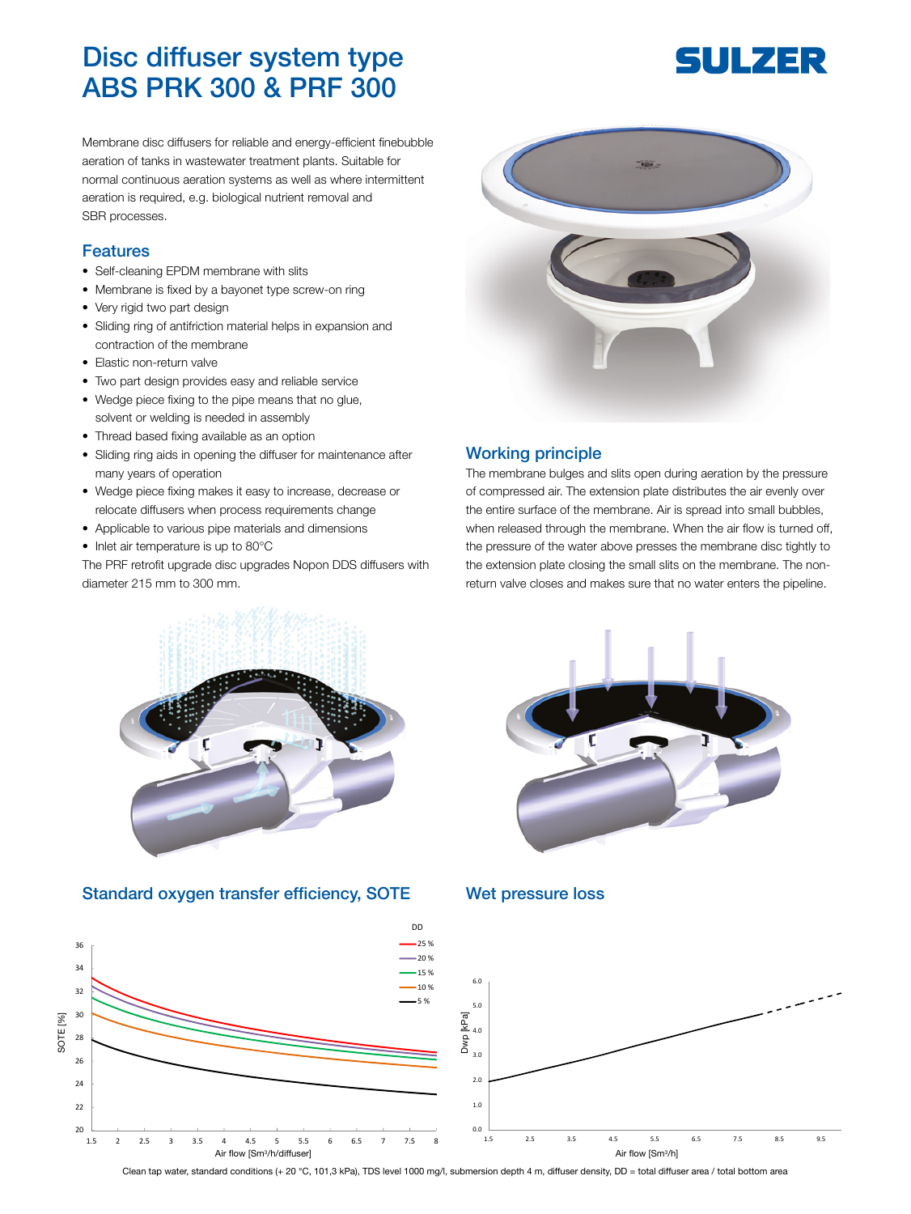# Disc diffuser system type ABS PRK 300 & PRF 300

SULZER

Membrane disc diffusers for reliable and energy-efficient finebubble aeration of tanks in wastewater treatment plants. Suitable for normal continuous aeration systems as well as where intermittent aeration is required, e.g. biological nutrient removal and SBR processes.

## Features

- Self-cleaning EPDM membrane with slits
- Membrane is fixed by a bayonet type screw-on ring
- Very rigid two part design
- Sliding ring of antifriction material helps in expansion and contraction of the membrane
- Elastic non-return valve
- Two part design provides easy and reliable service
- Wedge piece fixing to the pipe means that no glue, solvent or welding is needed in assembly
- Thread based fixing available as an option
- Sliding ring aids in opening the diffuser for maintenance after many years of operation
- Wedge piece fixing makes it easy to increase, decrease or relocate diffusers when process requirements change
- Applicable to various pipe materials and dimensions
- Inlet air temperature is up to 80°C

The PRF retrofit upgrade disc upgrades Nopon DDS diffusers with diameter 215 mm to 300 mm.

## Working principle

The membrane bulges and slits open during aeration by the pressure of compressed air. The extension plate distributes the air evenly over the entire surface of the membrane. Air is spread into small bubbles, when released through the membrane. When the air flow is turned off, the pressure of the water above presses the membrane disc tightly to the extension plate closing the small slits on the membrane. The non-return valve closes and makes sure that no water enters the pipeline.

## Standard oxygen transfer efficiency, SOTE

## Wet pressure loss

Clean tap water, standard conditions (+ 20 °C, 101,3 kPa), TDS level 1000 mg/l, submersion depth 4 m, diffuser density, DD = total diffuser area / total bottom area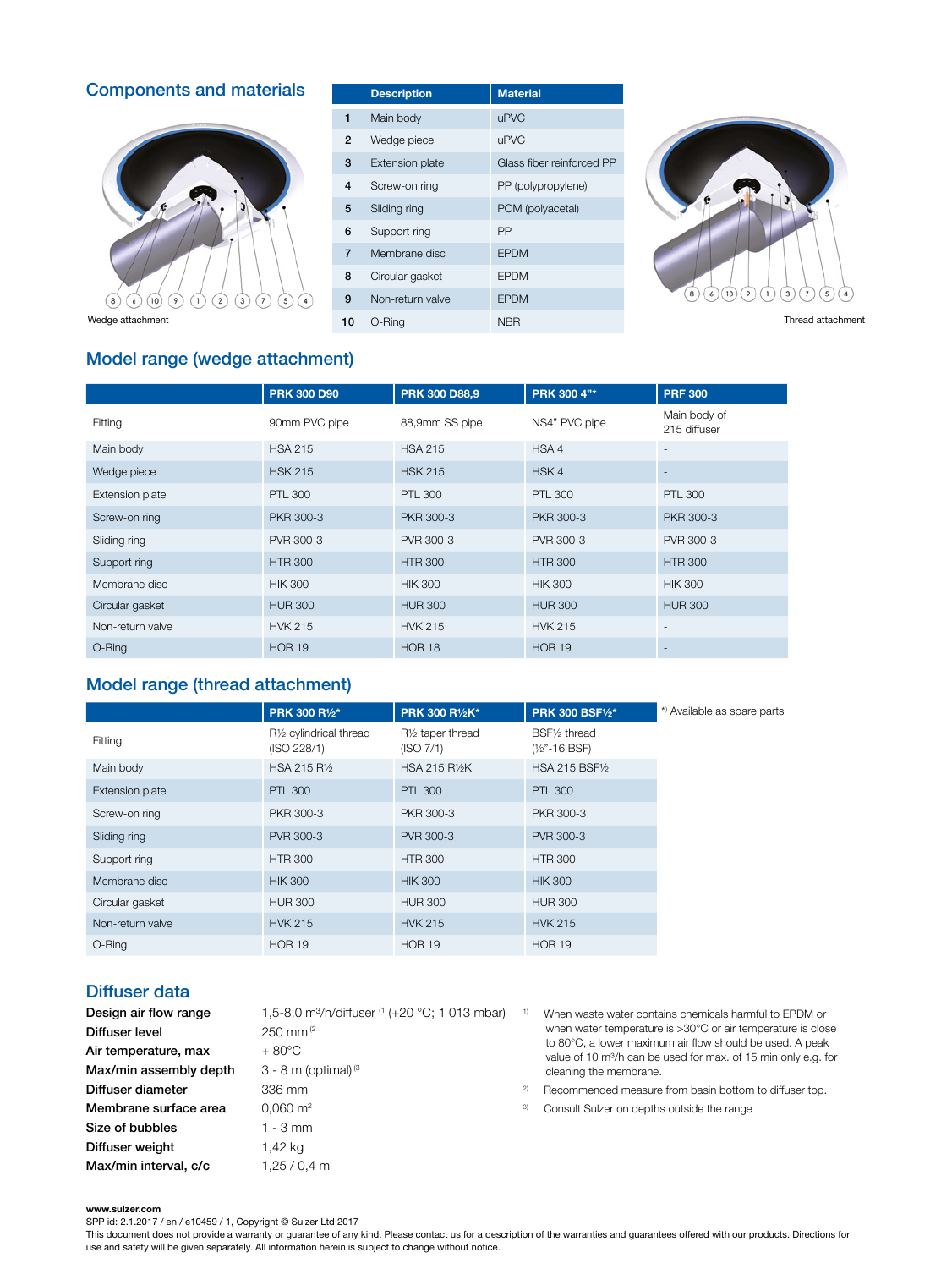## Components and materials

| | Description | Material |
|---|---|---|
| 1 | Main body | uPVC |
| 2 | Wedge piece | uPVC |
| 3 | Extension plate | Glass fiber reinforced PP |
| 4 | Screw-on ring | PP (polypropylene) |
| 5 | Sliding ring | POM (polyacetal) |
| 6 | Support ring | PP |
| 7 | Membrane disc | EPDM |
| 8 | Circular gasket | EPDM |
| 9 | Non-return valve | EPDM |
| 10 | O-Ring | NBR |

8 6 10 9 1 2 3 7 5 4

Wedge attachment

8 6 10 9 1 3 7 5 4

Thread attachment

## Model range (wedge attachment)

| | PRK 300 D90 | PRK 300 D88,9 | PRK 300 4"* | PRF 300 |
|---|---|---|---|---|
| Fitting | 90mm PVC pipe | 88,9mm SS pipe | NS4" PVC pipe | Main body of 215 diffuser |
| Main body | HSA 215 | HSA 215 | HSA 4 | - |
| Wedge piece | HSK 215 | HSK 215 | HSK 4 | - |
| Extension plate | PTL 300 | PTL 300 | PTL 300 | PTL 300 |
| Screw-on ring | PKR 300-3 | PKR 300-3 | PKR 300-3 | PKR 300-3 |
| Sliding ring | PVR 300-3 | PVR 300-3 | PVR 300-3 | PVR 300-3 |
| Support ring | HTR 300 | HTR 300 | HTR 300 | HTR 300 |
| Membrane disc | HIK 300 | HIK 300 | HIK 300 | HIK 300 |
| Circular gasket | HUR 300 | HUR 300 | HUR 300 | HUR 300 |
| Non-return valve | HVK 215 | HVK 215 | HVK 215 | - |
| O-Ring | HOR 19 | HOR 18 | HOR 19 | - |

## Model range (thread attachment)

| | PRK 300 R½* | PRK 300 R½K* | PRK 300 BSF½* |
|---|---|---|---|
| Fitting | R½ cylindrical thread (ISO 228/1) | R½ taper thread (ISO 7/1) | BSF½ thread (½"-16 BSF) |
| Main body | HSA 215 R½ | HSA 215 R½K | HSA 215 BSF½ |
| Extension plate | PTL 300 | PTL 300 | PTL 300 |
| Screw-on ring | PKR 300-3 | PKR 300-3 | PKR 300-3 |
| Sliding ring | PVR 300-3 | PVR 300-3 | PVR 300-3 |
| Support ring | HTR 300 | HTR 300 | HTR 300 |
| Membrane disc | HIK 300 | HIK 300 | HIK 300 |
| Circular gasket | HUR 300 | HUR 300 | HUR 300 |
| Non-return valve | HVK 215 | HVK 215 | HVK 215 |
| O-Ring | HOR 19 | HOR 19 | HOR 19 |

*) Available as spare parts

## Diffuser data

| | |
|---|---|
| **Design air flow range** | 1,5-8,0 $m^3$/h/diffuser [1] (+20 °C; 1 013 mbar) |
| **Diffuser level** | 250 mm [2] |
| **Air temperature, max** | + 80°C |
| **Max/min assembly depth** | 3 - 8 m (optimal) [3] |
| **Diffuser diameter** | 336 mm |
| **Membrane surface area** | 0,060 $m^2$ |
| **Size of bubbles** | 1 - 3 mm |
| **Diffuser weight** | 1,42 kg |
| **Max/min interval, c/c** | 1,25 / 0,4 m |

1) When waste water contains chemicals harmful to EPDM or when water temperature is >30°C or air temperature is close to 80°C, a lower maximum air flow should be used. A peak value of 10 $m^3$/h can be used for max. of 15 min only e.g. for cleaning the membrane.

2) Recommended measure from basin bottom to diffuser top.

3) Consult Sulzer on depths outside the range

**www.sulzer.com**
SPP id: 2.1.2017 / en / e10459 / 1, Copyright © Sulzer Ltd 2017
This document does not provide a warranty or guarantee of any kind. Please contact us for a description of the warranties and guarantees offered with our products. Directions for use and safety will be given separately. All information herein is subject to change without notice.